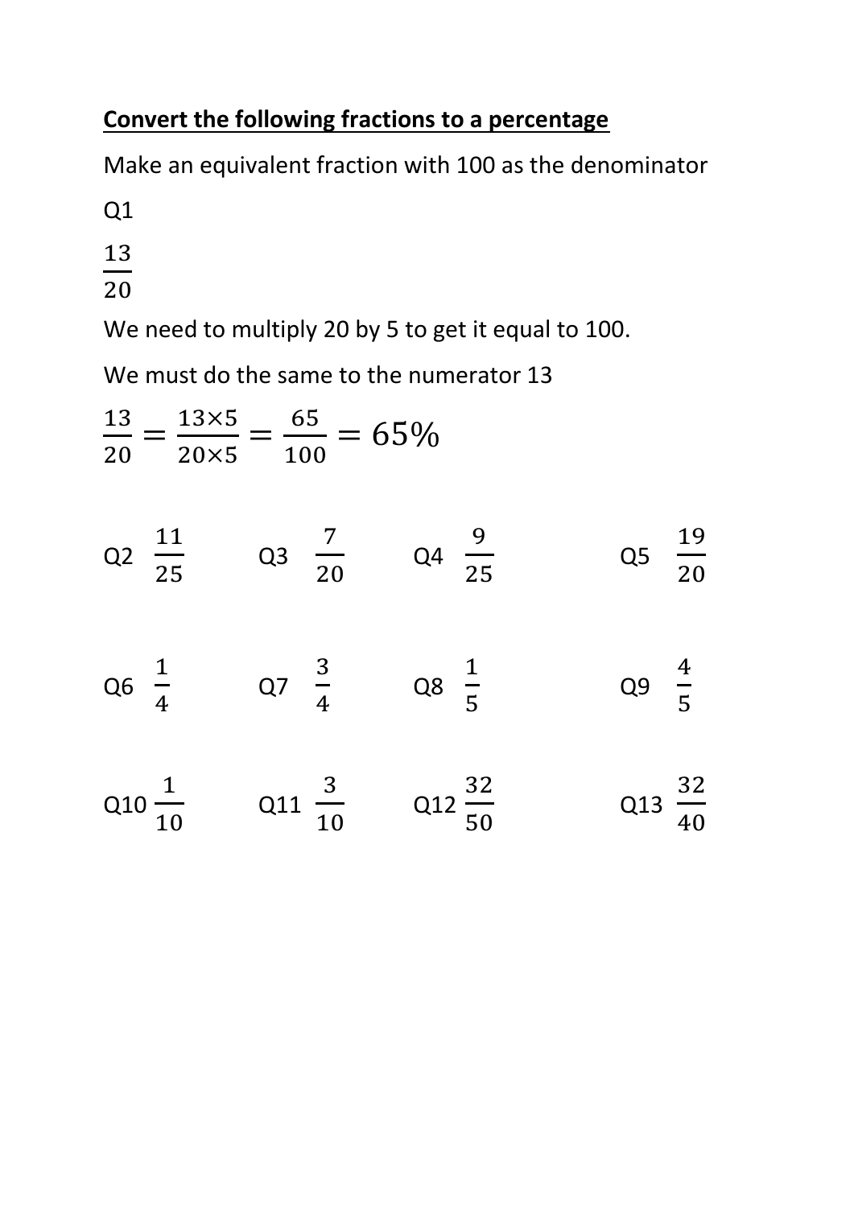**<u>Convert the following fractions to a percentage</u>**

Make an equivalent fraction with 100 as the denominator

Q1

$\frac{13}{20}$

We need to multiply 20 by 5 to get it equal to 100.

We must do the same to the numerator 13

$$\frac{13}{20} = \frac{13 \times 5}{20 \times 5} = \frac{65}{100} = 65\%$$

Q2 $\frac{11}{25}$ Q3 $\frac{7}{20}$ Q4 $\frac{9}{25}$ Q5 $\frac{19}{20}$

Q6 $\frac{1}{4}$ Q7 $\frac{3}{4}$ Q8 $\frac{1}{5}$ Q9 $\frac{4}{5}$

Q10 $\frac{1}{10}$ Q11 $\frac{3}{10}$ Q12 $\frac{32}{50}$ Q13 $\frac{32}{40}$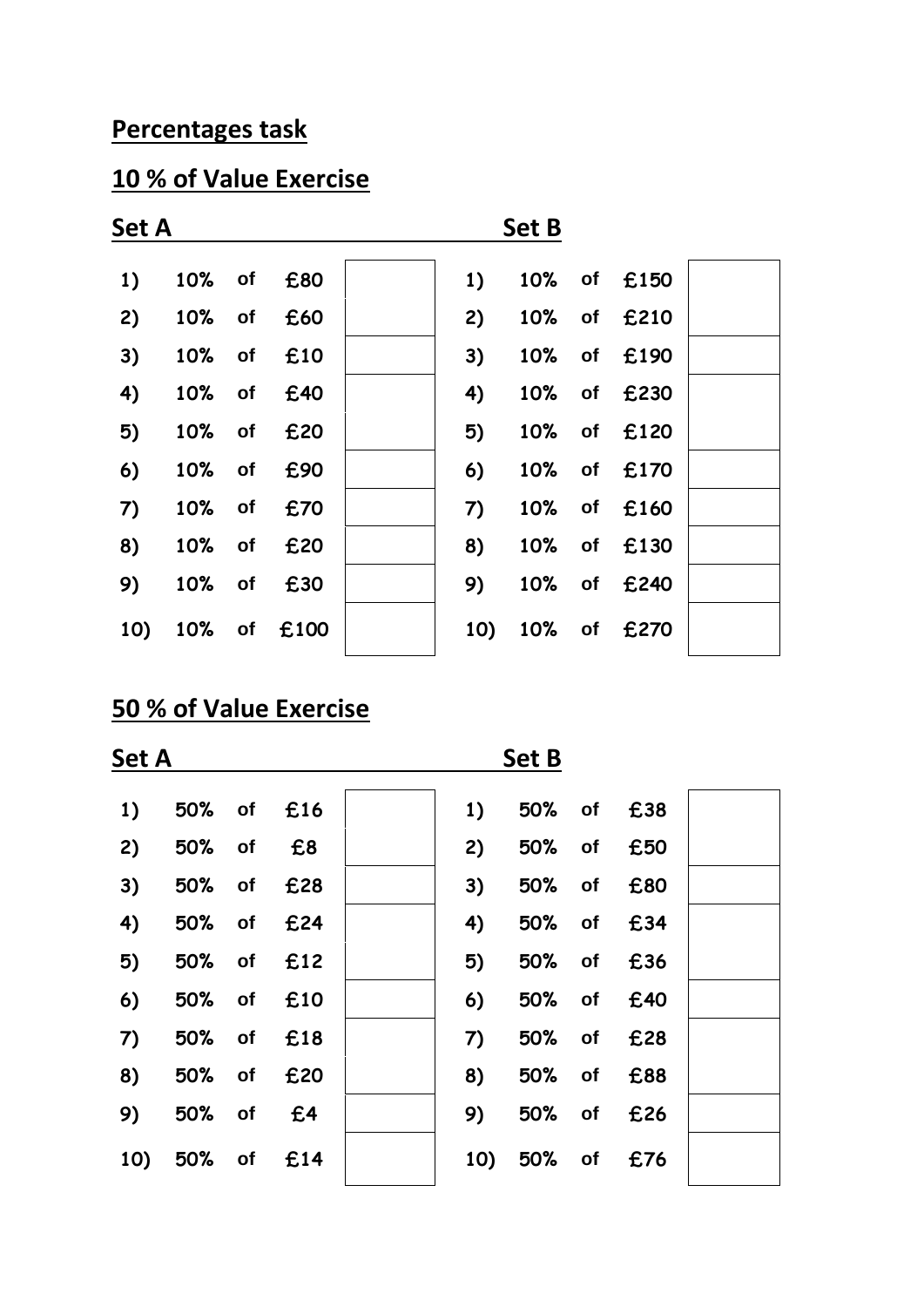## Percentages task

## 10 % of Value Exercise

### Set A

| | | | | |
|---|---|---|---|---|
| 1) | 10% | of | £80 | |
| 2) | 10% | of | £60 | |
| 3) | 10% | of | £10 | |
| 4) | 10% | of | £40 | |
| 5) | 10% | of | £20 | |
| 6) | 10% | of | £90 | |
| 7) | 10% | of | £70 | |
| 8) | 10% | of | £20 | |
| 9) | 10% | of | £30 | |
| 10) | 10% | of | £100 | |

### Set B

| | | | | |
|---|---|---|---|---|
| 1) | 10% | of | £150 | |
| 2) | 10% | of | £210 | |
| 3) | 10% | of | £190 | |
| 4) | 10% | of | £230 | |
| 5) | 10% | of | £120 | |
| 6) | 10% | of | £170 | |
| 7) | 10% | of | £160 | |
| 8) | 10% | of | £130 | |
| 9) | 10% | of | £240 | |
| 10) | 10% | of | £270 | |

## 50 % of Value Exercise

### Set A

| | | | | |
|---|---|---|---|---|
| 1) | 50% | of | £16 | |
| 2) | 50% | of | £8 | |
| 3) | 50% | of | £28 | |
| 4) | 50% | of | £24 | |
| 5) | 50% | of | £12 | |
| 6) | 50% | of | £10 | |
| 7) | 50% | of | £18 | |
| 8) | 50% | of | £20 | |
| 9) | 50% | of | £4 | |
| 10) | 50% | of | £14 | |

### Set B

| | | | | |
|---|---|---|---|---|
| 1) | 50% | of | £38 | |
| 2) | 50% | of | £50 | |
| 3) | 50% | of | £80 | |
| 4) | 50% | of | £34 | |
| 5) | 50% | of | £36 | |
| 6) | 50% | of | £40 | |
| 7) | 50% | of | £28 | |
| 8) | 50% | of | £88 | |
| 9) | 50% | of | £26 | |
| 10) | 50% | of | £76 | |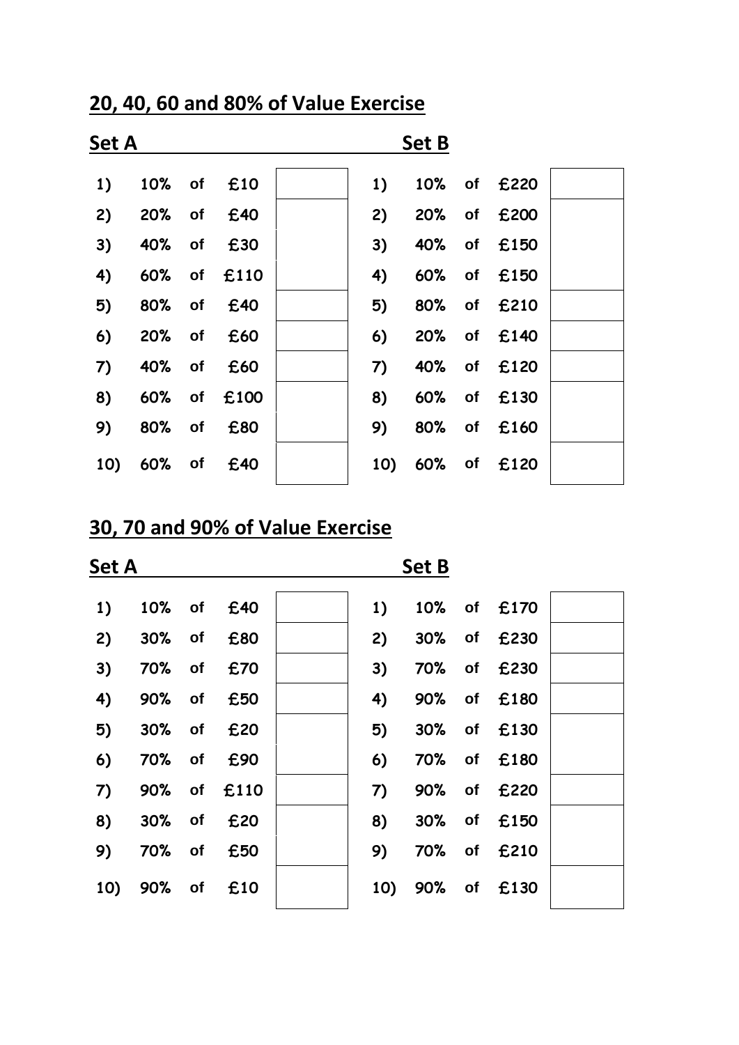## 20, 40, 60 and 80% of Value Exercise

| Set A | | | | | Set B | | | | |
|---|---|---|---|---|---|---|---|---|---|
| 1) | 10% | of | £10 | | 1) | 10% | of | £220 | |
| 2) | 20% | of | £40 | | 2) | 20% | of | £200 | |
| 3) | 40% | of | £30 | | 3) | 40% | of | £150 | |
| 4) | 60% | of | £110 | | 4) | 60% | of | £150 | |
| 5) | 80% | of | £40 | | 5) | 80% | of | £210 | |
| 6) | 20% | of | £60 | | 6) | 20% | of | £140 | |
| 7) | 40% | of | £60 | | 7) | 40% | of | £120 | |
| 8) | 60% | of | £100 | | 8) | 60% | of | £130 | |
| 9) | 80% | of | £80 | | 9) | 80% | of | £160 | |
| 10) | 60% | of | £40 | | 10) | 60% | of | £120 | |

## 30, 70 and 90% of Value Exercise

| Set A | | | | | Set B | | | | |
|---|---|---|---|---|---|---|---|---|---|
| 1) | 10% | of | £40 | | 1) | 10% | of | £170 | |
| 2) | 30% | of | £80 | | 2) | 30% | of | £230 | |
| 3) | 70% | of | £70 | | 3) | 70% | of | £230 | |
| 4) | 90% | of | £50 | | 4) | 90% | of | £180 | |
| 5) | 30% | of | £20 | | 5) | 30% | of | £130 | |
| 6) | 70% | of | £90 | | 6) | 70% | of | £180 | |
| 7) | 90% | of | £110 | | 7) | 90% | of | £220 | |
| 8) | 30% | of | £20 | | 8) | 30% | of | £150 | |
| 9) | 70% | of | £50 | | 9) | 70% | of | £210 | |
| 10) | 90% | of | £10 | | 10) | 90% | of | £130 | |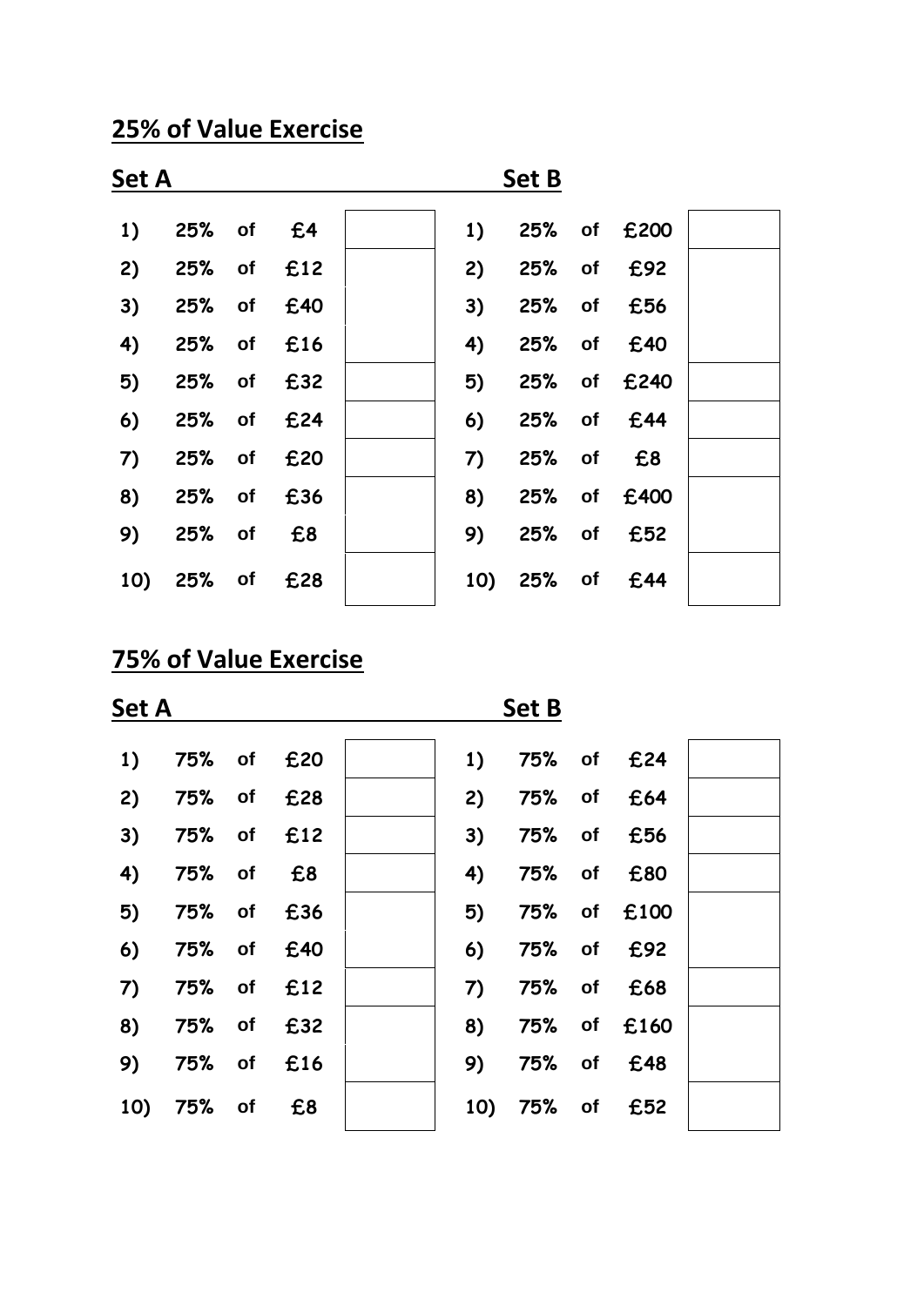## 25% of Value Exercise

### Set A

| | | | | |
|---|---|---|---|---|
| 1) | 25% | of | £4 | |
| 2) | 25% | of | £12 | |
| 3) | 25% | of | £40 | |
| 4) | 25% | of | £16 | |
| 5) | 25% | of | £32 | |
| 6) | 25% | of | £24 | |
| 7) | 25% | of | £20 | |
| 8) | 25% | of | £36 | |
| 9) | 25% | of | £8 | |
| 10) | 25% | of | £28 | |

### Set B

| | | | | |
|---|---|---|---|---|
| 1) | 25% | of | £200 | |
| 2) | 25% | of | £92 | |
| 3) | 25% | of | £56 | |
| 4) | 25% | of | £40 | |
| 5) | 25% | of | £240 | |
| 6) | 25% | of | £44 | |
| 7) | 25% | of | £8 | |
| 8) | 25% | of | £400 | |
| 9) | 25% | of | £52 | |
| 10) | 25% | of | £44 | |

## 75% of Value Exercise

### Set A

| | | | | |
|---|---|---|---|---|
| 1) | 75% | of | £20 | |
| 2) | 75% | of | £28 | |
| 3) | 75% | of | £12 | |
| 4) | 75% | of | £8 | |
| 5) | 75% | of | £36 | |
| 6) | 75% | of | £40 | |
| 7) | 75% | of | £12 | |
| 8) | 75% | of | £32 | |
| 9) | 75% | of | £16 | |
| 10) | 75% | of | £8 | |

### Set B

| | | | | |
|---|---|---|---|---|
| 1) | 75% | of | £24 | |
| 2) | 75% | of | £64 | |
| 3) | 75% | of | £56 | |
| 4) | 75% | of | £80 | |
| 5) | 75% | of | £100 | |
| 6) | 75% | of | £92 | |
| 7) | 75% | of | £68 | |
| 8) | 75% | of | £160 | |
| 9) | 75% | of | £48 | |
| 10) | 75% | of | £52 | |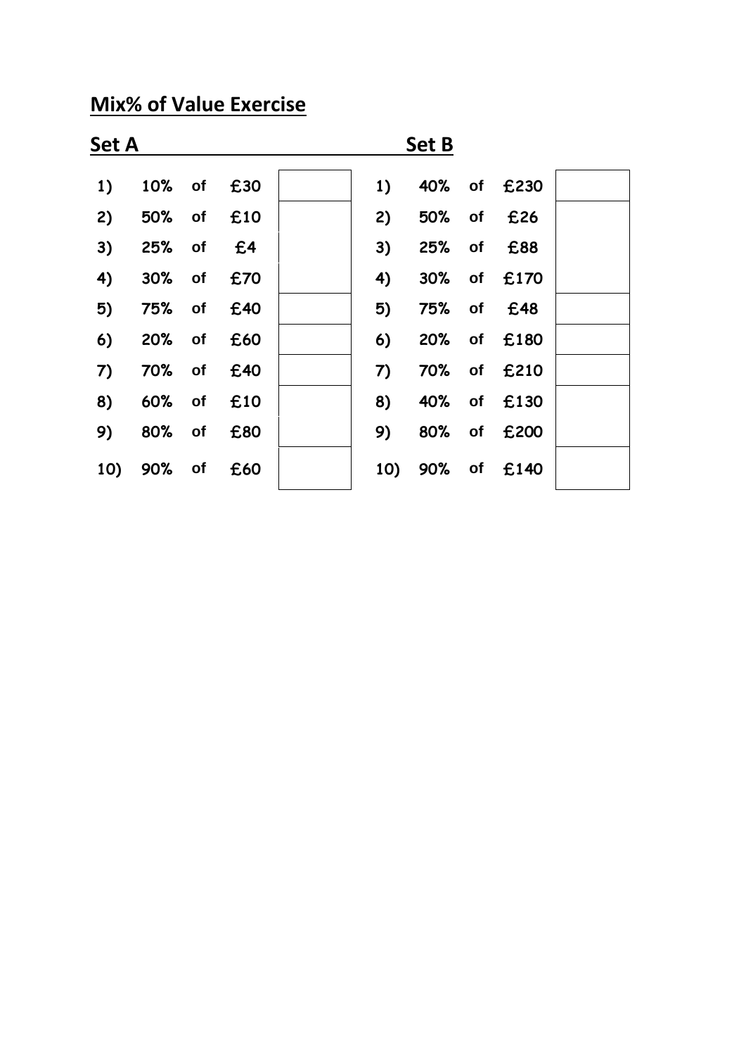## Mix% of Value Exercise

### Set A

| | | | | |
|---|---|---|---|---|
| 1) | 10% | of | £30 | |
| 2) | 50% | of | £10 | |
| 3) | 25% | of | £4 | |
| 4) | 30% | of | £70 | |
| 5) | 75% | of | £40 | |
| 6) | 20% | of | £60 | |
| 7) | 70% | of | £40 | |
| 8) | 60% | of | £10 | |
| 9) | 80% | of | £80 | |
| 10) | 90% | of | £60 | |

### Set B

| | | | | |
|---|---|---|---|---|
| 1) | 40% | of | £230 | |
| 2) | 50% | of | £26 | |
| 3) | 25% | of | £88 | |
| 4) | 30% | of | £170 | |
| 5) | 75% | of | £48 | |
| 6) | 20% | of | £180 | |
| 7) | 70% | of | £210 | |
| 8) | 40% | of | £130 | |
| 9) | 80% | of | £200 | |
| 10) | 90% | of | £140 | |